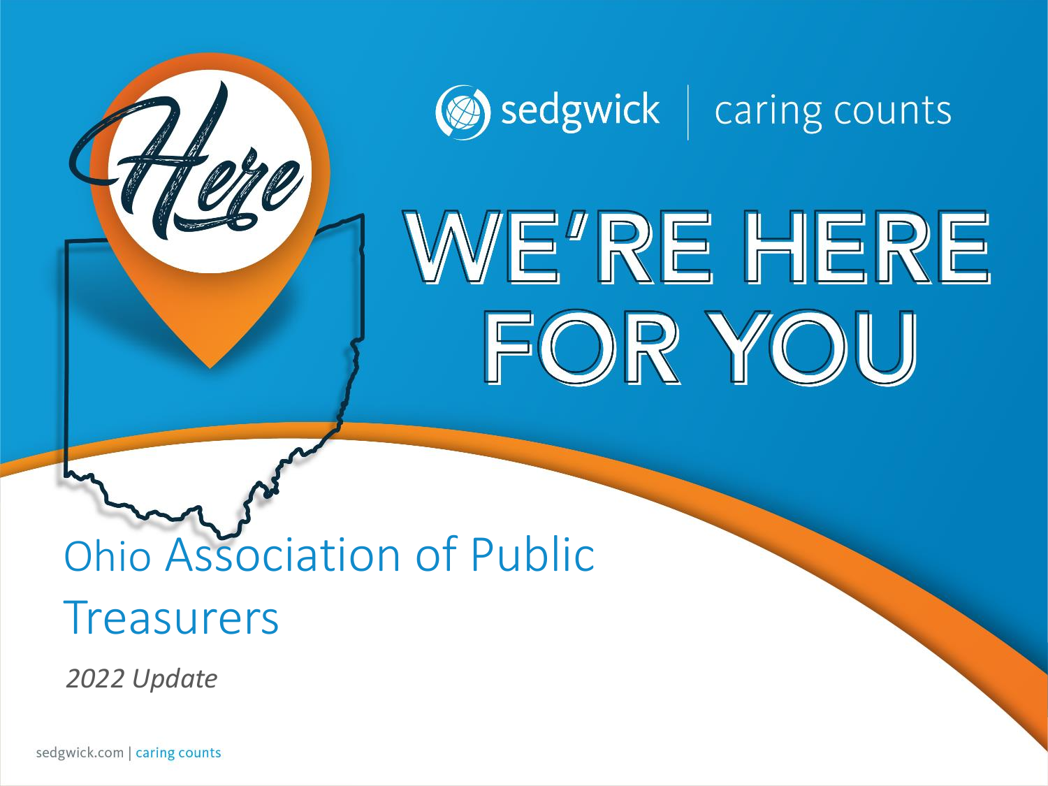sedgwick | caring counts

Here

# WE'RE HERE FOR YOU

## Ohio Association of Public Treasurers

*2022 Update*

sedgwick.com | caring counts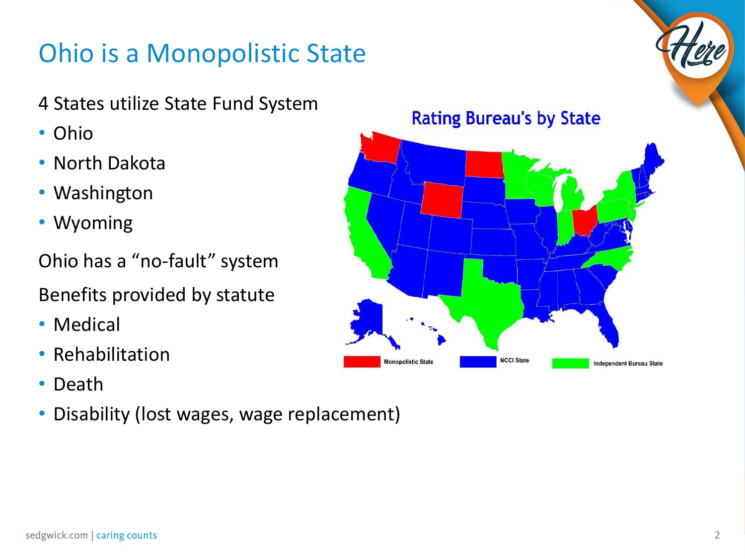# Ohio is a Monopolistic State

4 States utilize State Fund System

- Ohio
- North Dakota
- Washington
- Wyoming

Ohio has a "no-fault" system

Benefits provided by statute

- Medical
- Rehabilitation
- Death
- Disability (lost wages, wage replacement)

Rating Bureau's by State

Monopolistic State | NCCI State | Independent Bureau State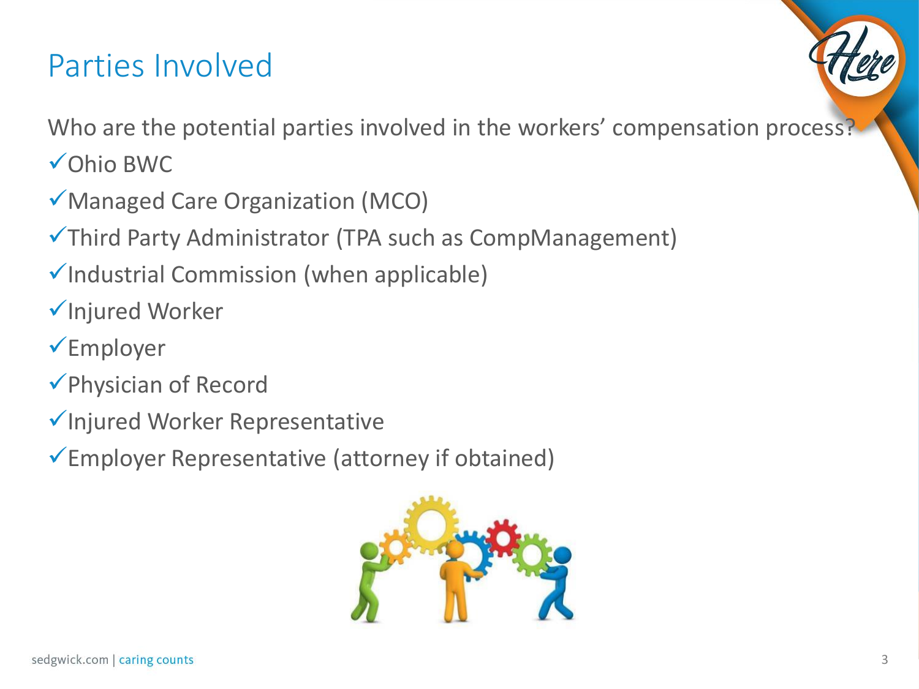# Parties Involved

Who are the potential parties involved in the workers' compensation process?

- ✓Ohio BWC
- ✓Managed Care Organization (MCO)
- ✓Third Party Administrator (TPA such as CompManagement)
- ✓Industrial Commission (when applicable)
- ✓Injured Worker
- ✓Employer
- ✓Physician of Record
- ✓Injured Worker Representative
- ✓Employer Representative (attorney if obtained)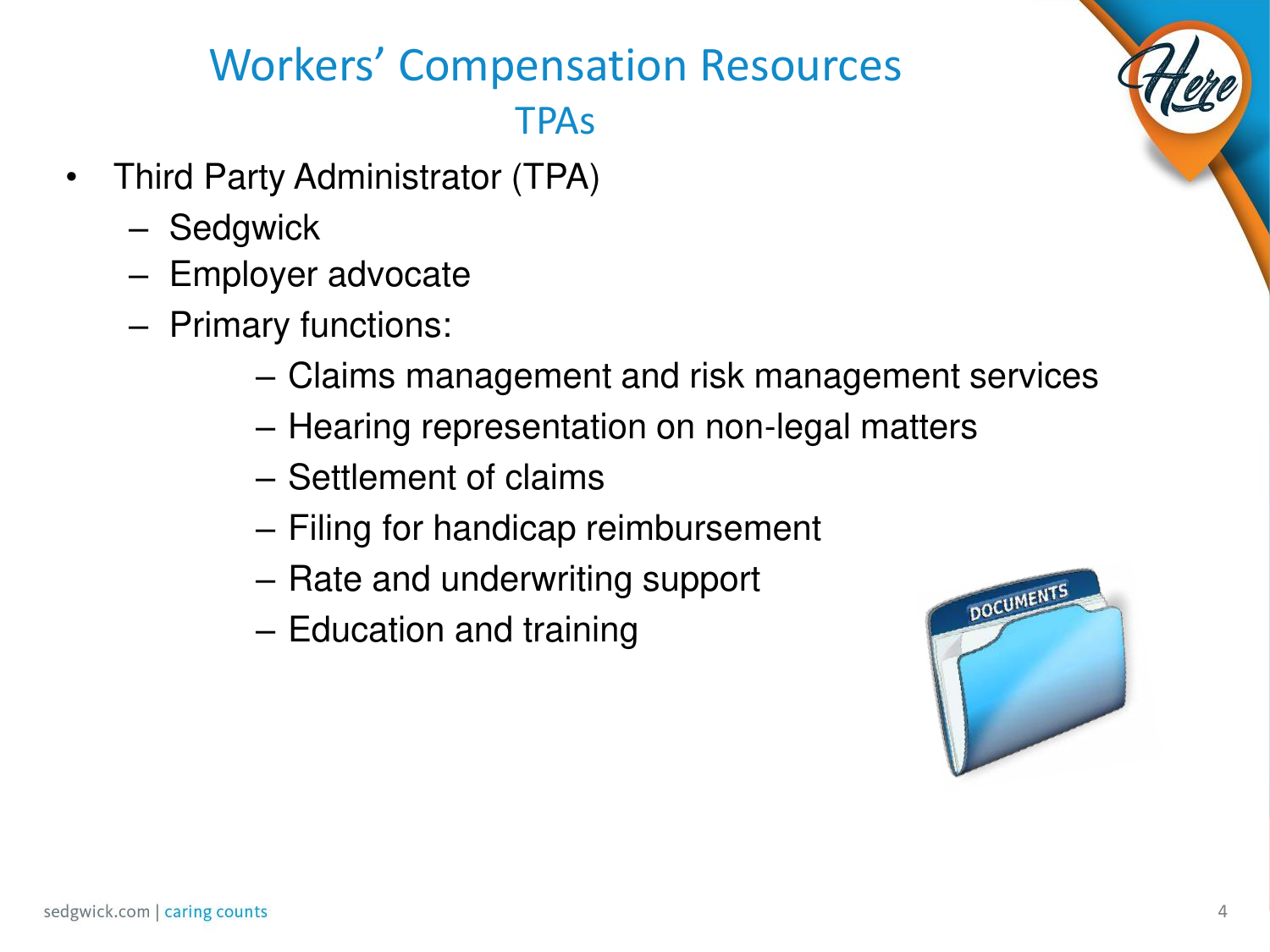# Workers' Compensation Resources

## TPAs

- Third Party Administrator (TPA)
  - Sedgwick
  - Employer advocate
  - Primary functions:
    - Claims management and risk management services
    - Hearing representation on non-legal matters
    - Settlement of claims
    - Filing for handicap reimbursement
    - Rate and underwriting support
    - Education and training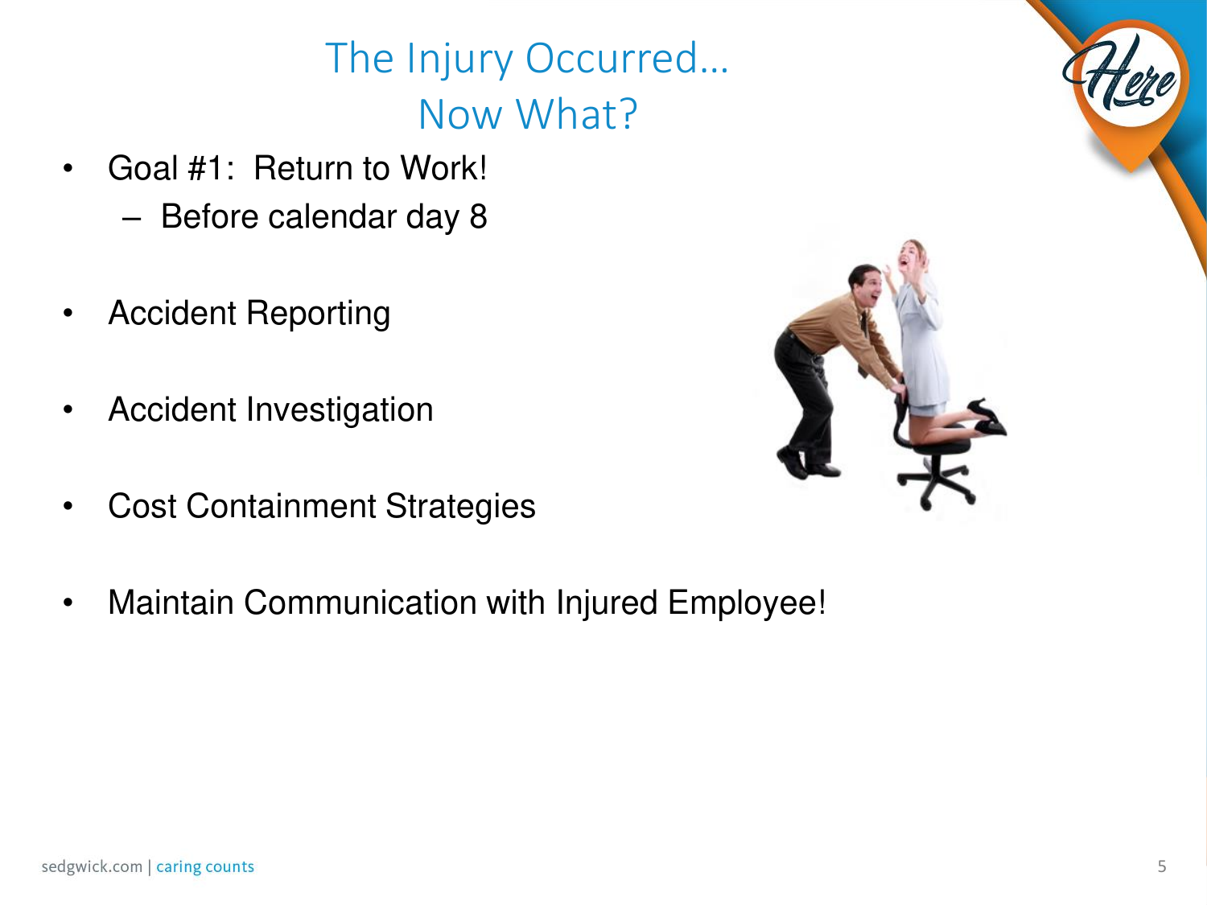# The Injury Occurred… Now What?

- Goal #1: Return to Work!
  - Before calendar day 8
- Accident Reporting
- Accident Investigation
- Cost Containment Strategies
- Maintain Communication with Injured Employee!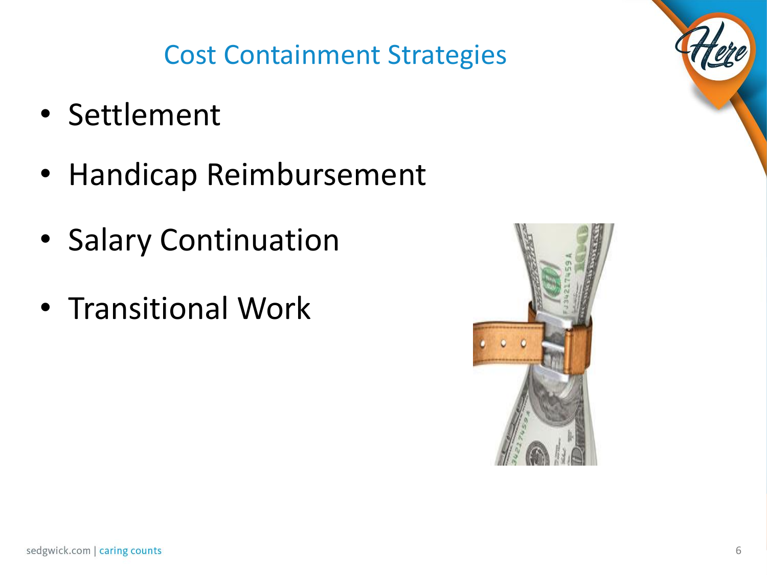# Cost Containment Strategies

- Settlement
- Handicap Reimbursement
- Salary Continuation
- Transitional Work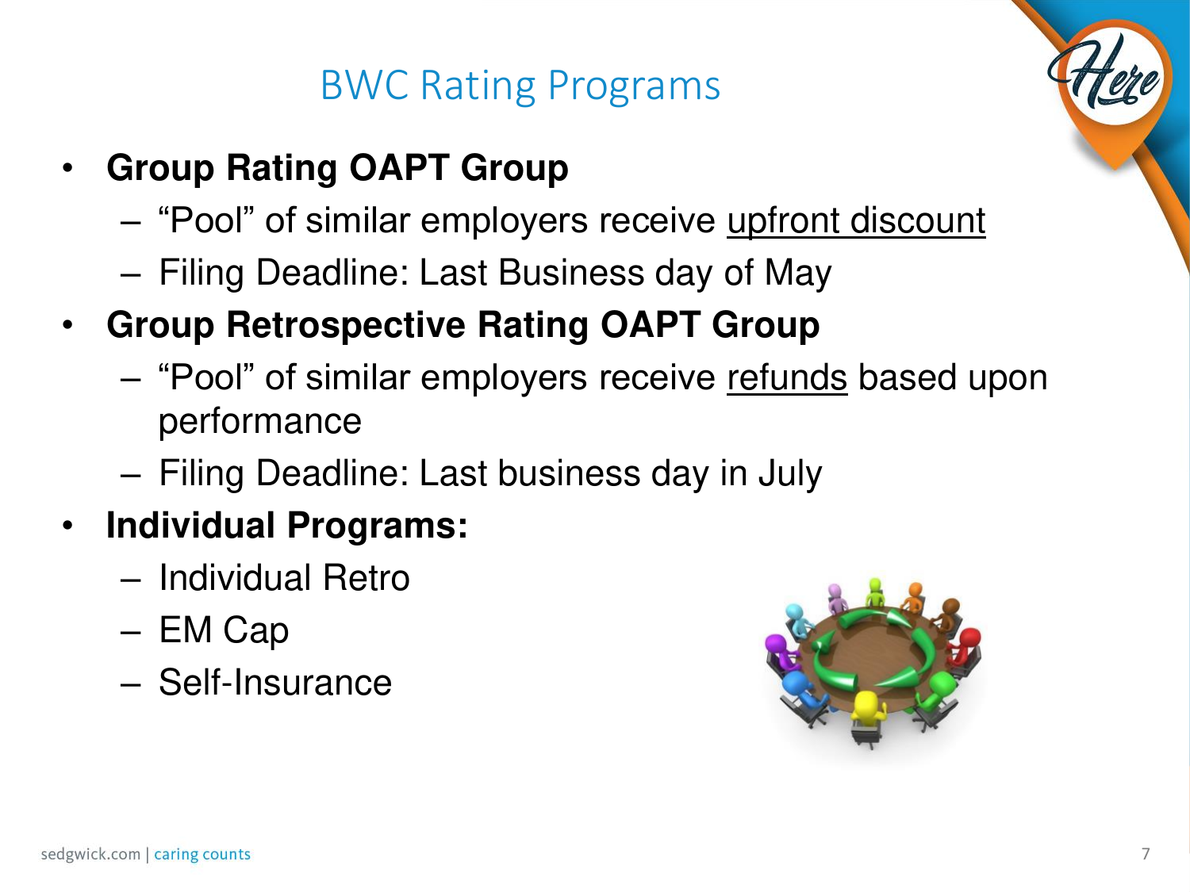# BWC Rating Programs

- **Group Rating OAPT Group**
  - "Pool" of similar employers receive <u>upfront discount</u>
  - Filing Deadline: Last Business day of May
- **Group Retrospective Rating OAPT Group**
  - "Pool" of similar employers receive <u>refunds</u> based upon performance
  - Filing Deadline: Last business day in July
- **Individual Programs:**
  - Individual Retro
  - EM Cap
  - Self-Insurance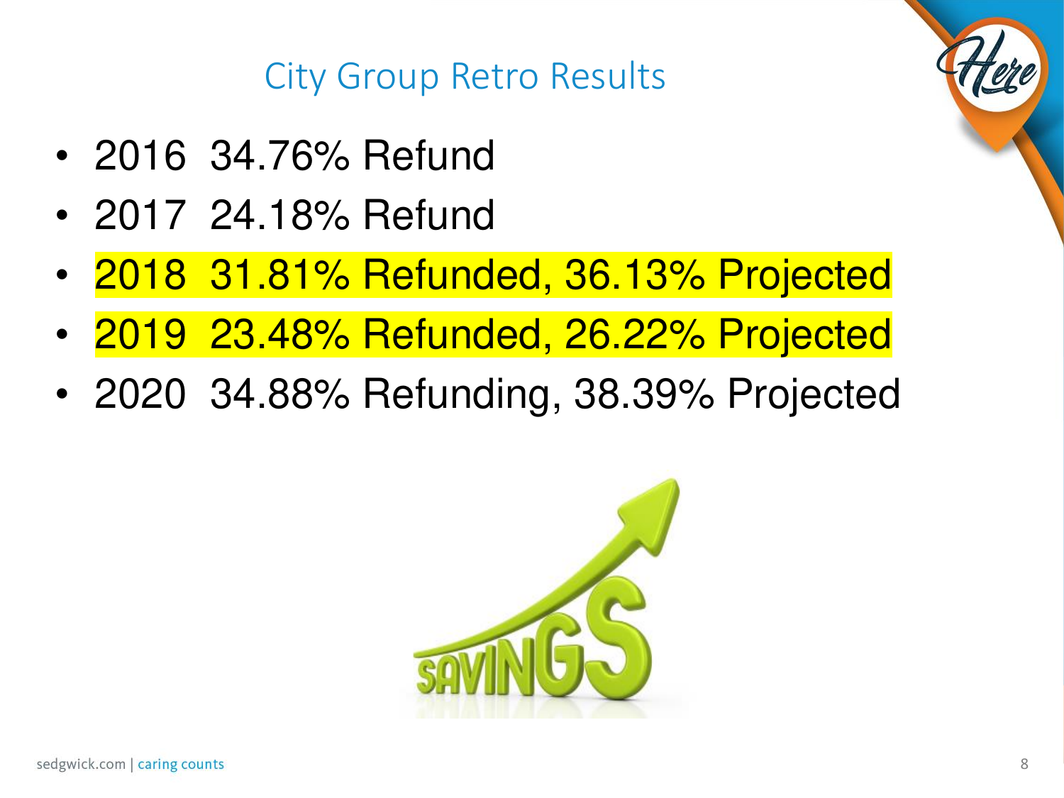# City Group Retro Results

- 2016 34.76% Refund
- 2017 24.18% Refund
- 2018 31.81% Refunded, 36.13% Projected
- 2019 23.48% Refunded, 26.22% Projected
- 2020 34.88% Refunding, 38.39% Projected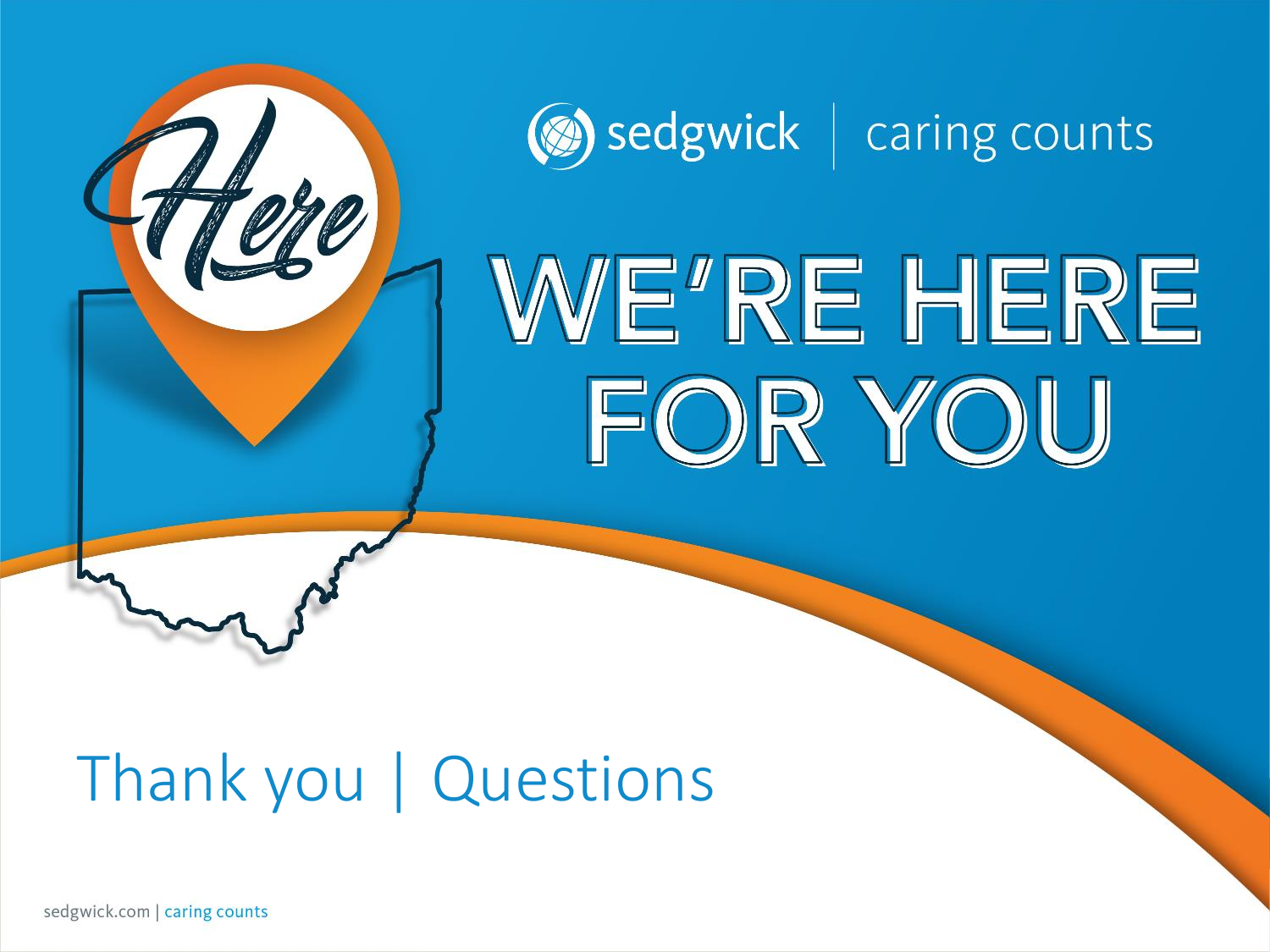Here

sedgwick | caring counts

# WE'RE HERE FOR YOU

Thank you | Questions

sedgwick.com | caring counts